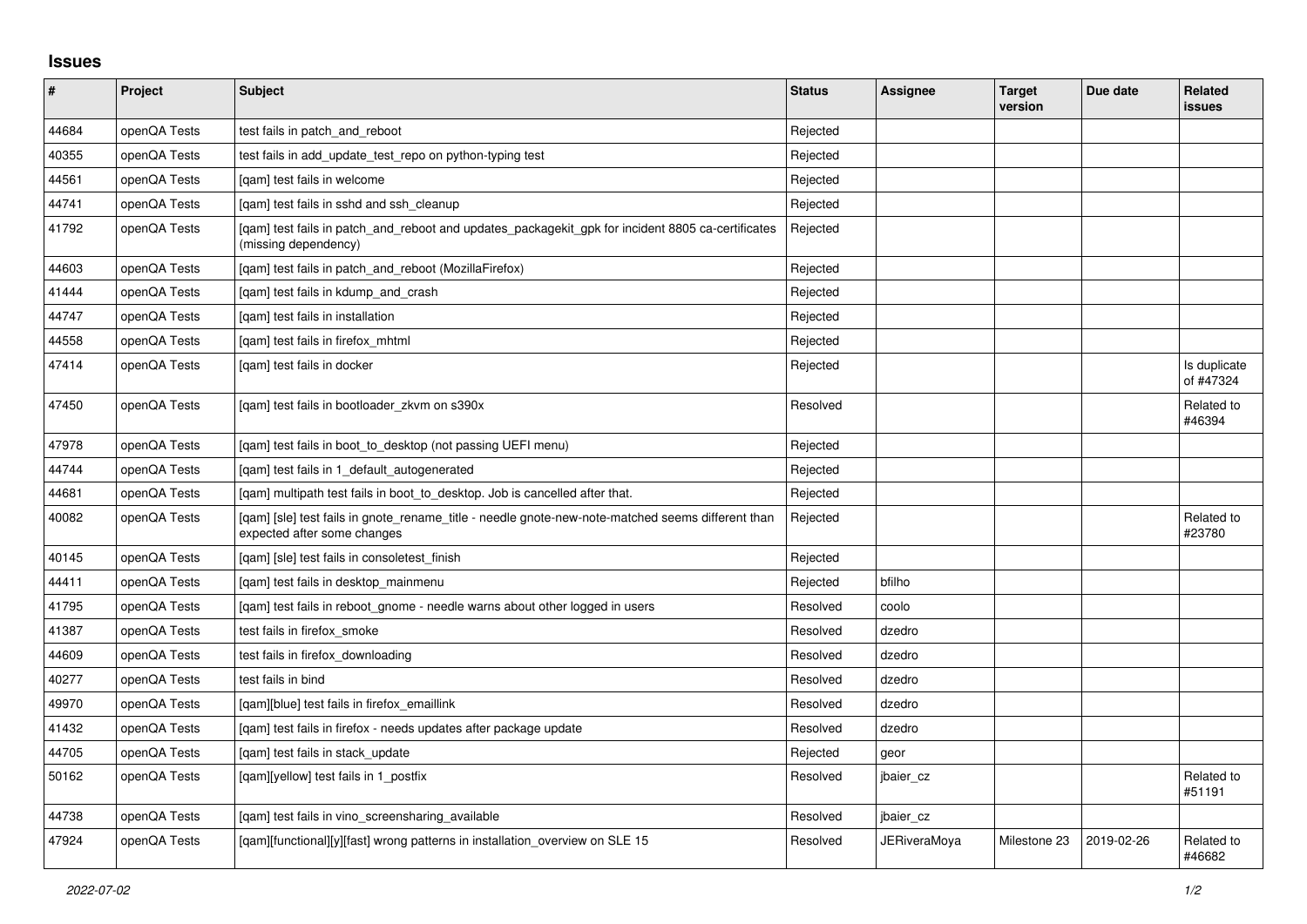## Issues

| # | Project | Subject | Status | Assignee | Target version | Due date | Related issues |
|---|---|---|---|---|---|---|---|
| 44684 | openQA Tests | test fails in patch_and_reboot | Rejected | | | | |
| 40355 | openQA Tests | test fails in add_update_test_repo on python-typing test | Rejected | | | | |
| 44561 | openQA Tests | [qam] test fails in welcome | Rejected | | | | |
| 44741 | openQA Tests | [qam] test fails in sshd and ssh_cleanup | Rejected | | | | |
| 41792 | openQA Tests | [qam] test fails in patch_and_reboot and updates_packagekit_gpk for incident 8805 ca-certificates (missing dependency) | Rejected | | | | |
| 44603 | openQA Tests | [qam] test fails in patch_and_reboot (MozillaFirefox) | Rejected | | | | |
| 41444 | openQA Tests | [qam] test fails in kdump_and_crash | Rejected | | | | |
| 44747 | openQA Tests | [qam] test fails in installation | Rejected | | | | |
| 44558 | openQA Tests | [qam] test fails in firefox_mhtml | Rejected | | | | |
| 47414 | openQA Tests | [qam] test fails in docker | Rejected | | | | Is duplicate of #47324 |
| 47450 | openQA Tests | [qam] test fails in bootloader_zkvm on s390x | Resolved | | | | Related to #46394 |
| 47978 | openQA Tests | [qam] test fails in boot_to_desktop (not passing UEFI menu) | Rejected | | | | |
| 44744 | openQA Tests | [qam] test fails in 1_default_autogenerated | Rejected | | | | |
| 44681 | openQA Tests | [qam] multipath test fails in boot_to_desktop. Job is cancelled after that. | Rejected | | | | |
| 40082 | openQA Tests | [qam] [sle] test fails in gnote_rename_title - needle gnote-new-note-matched seems different than expected after some changes | Rejected | | | | Related to #23780 |
| 40145 | openQA Tests | [qam] [sle] test fails in consoletest_finish | Rejected | | | | |
| 44411 | openQA Tests | [qam] test fails in desktop_mainmenu | Rejected | bfilho | | | |
| 41795 | openQA Tests | [qam] test fails in reboot_gnome - needle warns about other logged in users | Resolved | coolo | | | |
| 41387 | openQA Tests | test fails in firefox_smoke | Resolved | dzedro | | | |
| 44609 | openQA Tests | test fails in firefox_downloading | Resolved | dzedro | | | |
| 40277 | openQA Tests | test fails in bind | Resolved | dzedro | | | |
| 49970 | openQA Tests | [qam][blue] test fails in firefox_emaillink | Resolved | dzedro | | | |
| 41432 | openQA Tests | [qam] test fails in firefox - needs updates after package update | Resolved | dzedro | | | |
| 44705 | openQA Tests | [qam] test fails in stack_update | Rejected | geor | | | |
| 50162 | openQA Tests | [qam][yellow] test fails in 1_postfix | Resolved | jbaier_cz | | | Related to #51191 |
| 44738 | openQA Tests | [qam] test fails in vino_screensharing_available | Resolved | jbaier_cz | | | |
| 47924 | openQA Tests | [qam][functional][y][fast] wrong patterns in installation_overview on SLE 15 | Resolved | JERiveraMoya | Milestone 23 | 2019-02-26 | Related to #46682 |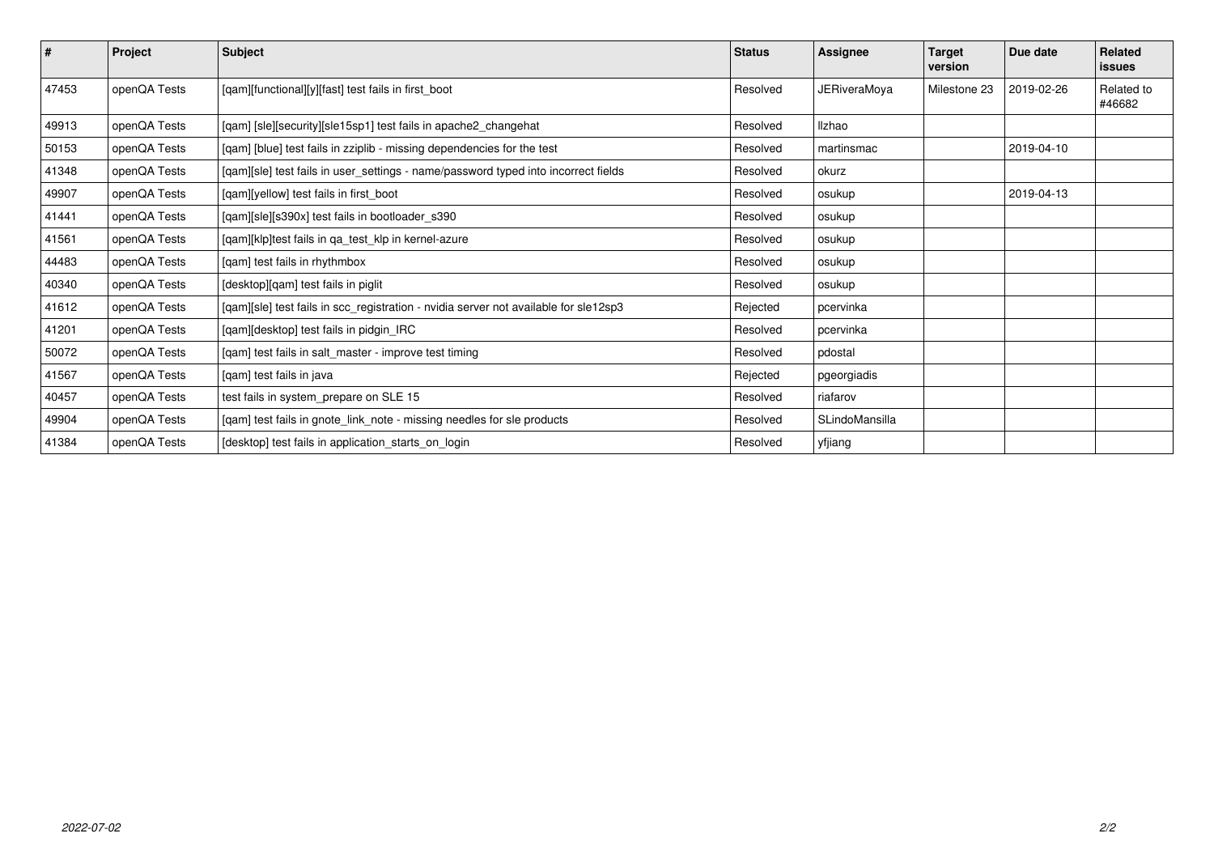| # | Project | Subject | Status | Assignee | Target version | Due date | Related issues |
|---|---|---|---|---|---|---|---|
| 47453 | openQA Tests | [qam][functional][y][fast] test fails in first_boot | Resolved | JERiveraMoya | Milestone 23 | 2019-02-26 | Related to #46682 |
| 49913 | openQA Tests | [qam] [sle][security][sle15sp1] test fails in apache2_changehat | Resolved | llzhao | | | |
| 50153 | openQA Tests | [qam] [blue] test fails in zziplib - missing dependencies for the test | Resolved | martinsmac | | 2019-04-10 | |
| 41348 | openQA Tests | [qam][sle] test fails in user_settings - name/password typed into incorrect fields | Resolved | okurz | | | |
| 49907 | openQA Tests | [qam][yellow] test fails in first_boot | Resolved | osukup | | 2019-04-13 | |
| 41441 | openQA Tests | [qam][sle][s390x] test fails in bootloader_s390 | Resolved | osukup | | | |
| 41561 | openQA Tests | [qam][klp]test fails in qa_test_klp in kernel-azure | Resolved | osukup | | | |
| 44483 | openQA Tests | [qam] test fails in rhythmbox | Resolved | osukup | | | |
| 40340 | openQA Tests | [desktop][qam] test fails in piglit | Resolved | osukup | | | |
| 41612 | openQA Tests | [qam][sle] test fails in scc_registration - nvidia server not available for sle12sp3 | Rejected | pcervinka | | | |
| 41201 | openQA Tests | [qam][desktop] test fails in pidgin_IRC | Resolved | pcervinka | | | |
| 50072 | openQA Tests | [qam] test fails in salt_master - improve test timing | Resolved | pdostal | | | |
| 41567 | openQA Tests | [qam] test fails in java | Rejected | pgeorgiadis | | | |
| 40457 | openQA Tests | test fails in system_prepare on SLE 15 | Resolved | riafarov | | | |
| 49904 | openQA Tests | [qam] test fails in gnote_link_note - missing needles for sle products | Resolved | SLindoMansilla | | | |
| 41384 | openQA Tests | [desktop] test fails in application_starts_on_login | Resolved | yfjiang | | | |